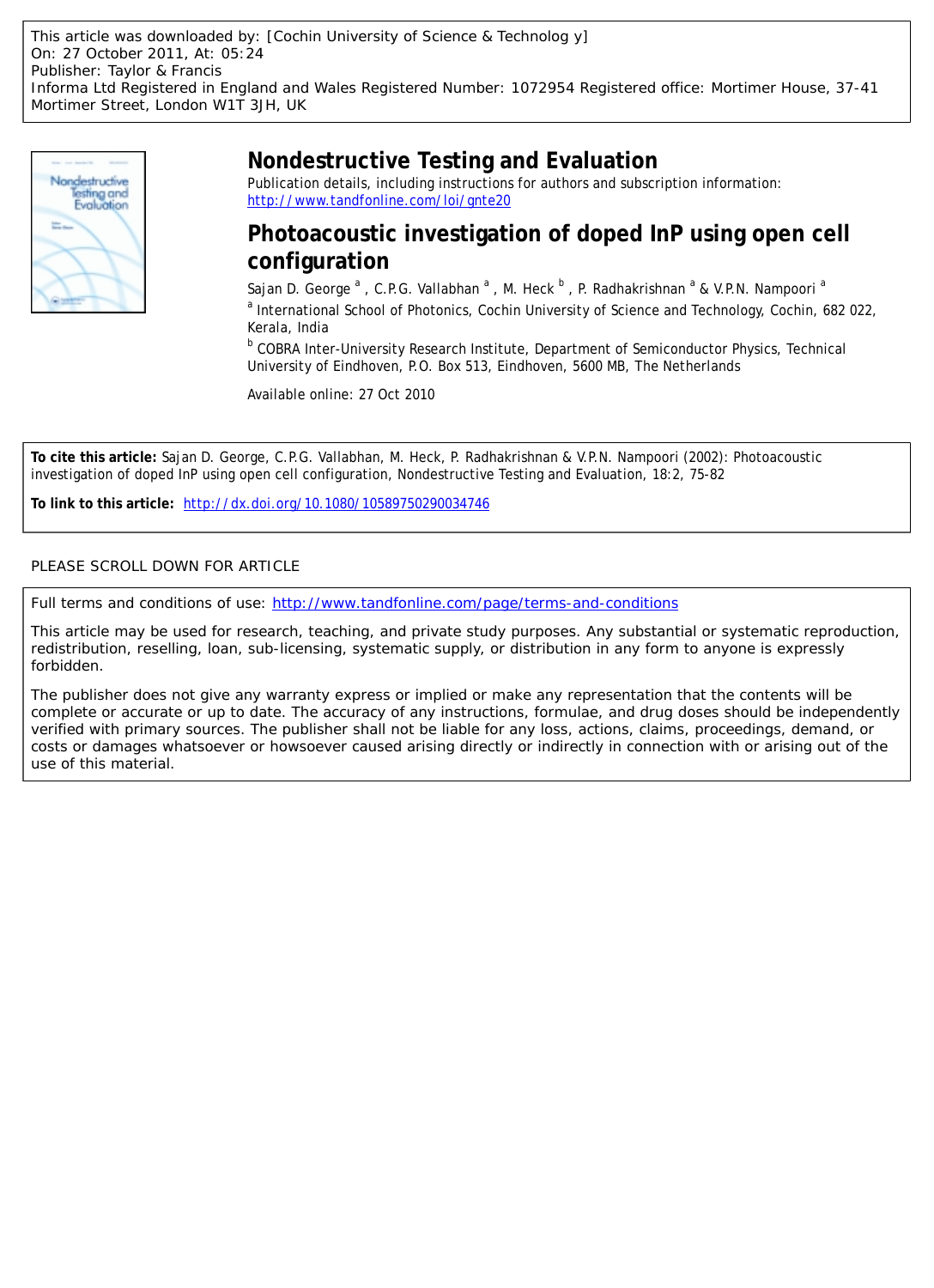This article was downloaded by: [Cochin University of Science & Technolog y]
On: 27 October 2011, At: 05:24
Publisher: Taylor & Francis
Informa Ltd Registered in England and Wales Registered Number: 1072954 Registered office: Mortimer House, 37-41 Mortimer Street, London W1T 3JH, UK

# Nondestructive Testing and Evaluation

Publication details, including instructions for authors and subscription information:
http://www.tandfonline.com/loi/gnte20

## Photoacoustic investigation of doped InP using open cell configuration

Sajan D. George [a], C.P.G. Vallabhan [a], M. Heck [b], P. Radhakrishnan [a] & V.P.N. Nampoori [a]

[a] International School of Photonics, Cochin University of Science and Technology, Cochin, 682 022, Kerala, India

[b] COBRA Inter-University Research Institute, Department of Semiconductor Physics, Technical University of Eindhoven, P.O. Box 513, Eindhoven, 5600 MB, The Netherlands

Available online: 27 Oct 2010

**To cite this article:** Sajan D. George, C.P.G. Vallabhan, M. Heck, P. Radhakrishnan & V.P.N. Nampoori (2002): Photoacoustic investigation of doped InP using open cell configuration, Nondestructive Testing and Evaluation, 18:2, 75-82

**To link to this article:** http://dx.doi.org/10.1080/10589750290034746

PLEASE SCROLL DOWN FOR ARTICLE

Full terms and conditions of use: http://www.tandfonline.com/page/terms-and-conditions

This article may be used for research, teaching, and private study purposes. Any substantial or systematic reproduction, redistribution, reselling, loan, sub-licensing, systematic supply, or distribution in any form to anyone is expressly forbidden.

The publisher does not give any warranty express or implied or make any representation that the contents will be complete or accurate or up to date. The accuracy of any instructions, formulae, and drug doses should be independently verified with primary sources. The publisher shall not be liable for any loss, actions, claims, proceedings, demand, or costs or damages whatsoever or howsoever caused arising directly or indirectly in connection with or arising out of the use of this material.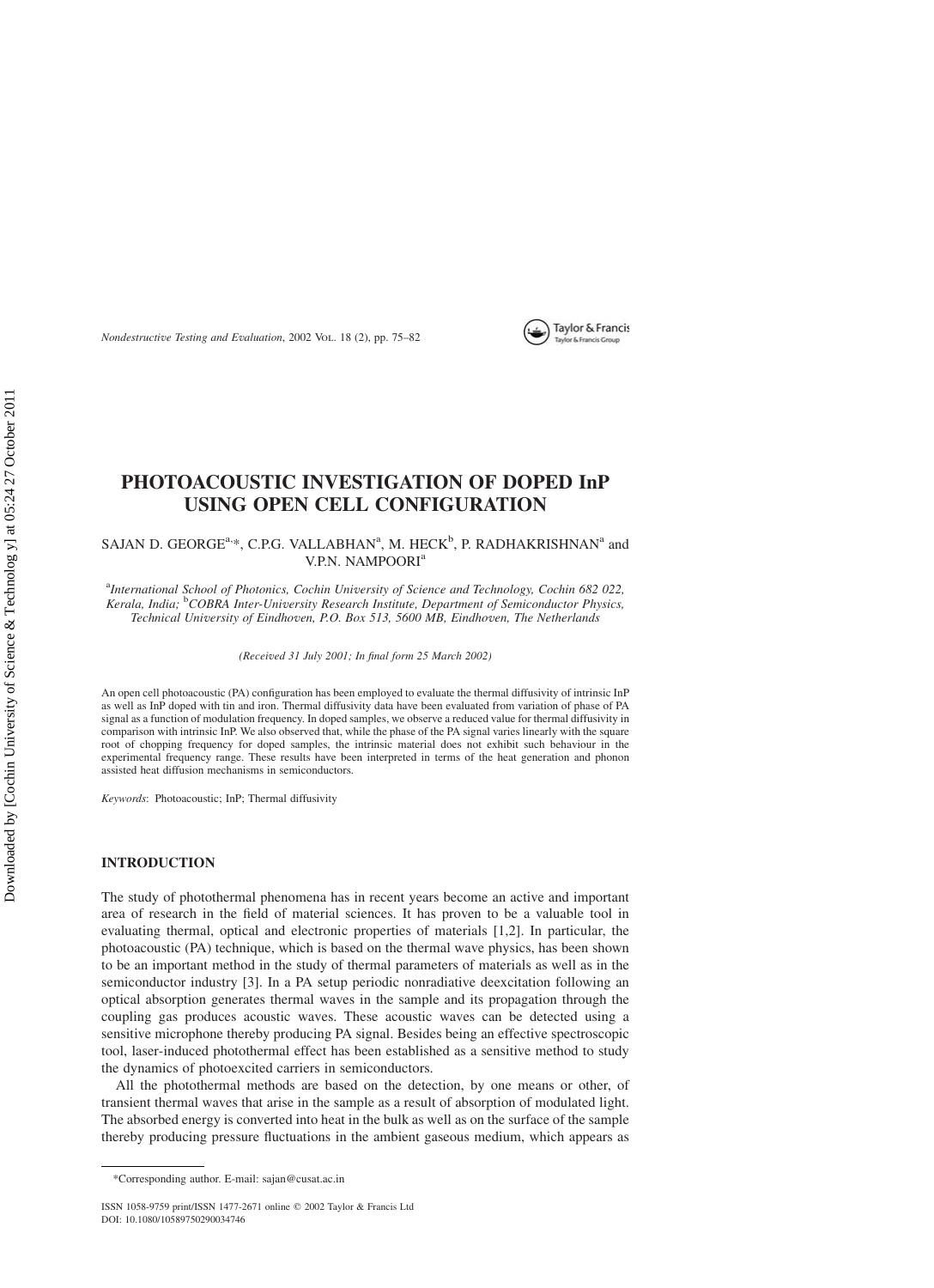# PHOTOACOUSTIC INVESTIGATION OF DOPED InP USING OPEN CELL CONFIGURATION

SAJAN D. GEORGE[a,*], C.P.G. VALLABHAN[a], M. HECK[b], P. RADHAKRISHNAN[a] and V.P.N. NAMPOORI[a]

[a]*International School of Photonics, Cochin University of Science and Technology, Cochin 682 022, Kerala, India;* [b]*COBRA Inter-University Research Institute, Department of Semiconductor Physics, Technical University of Eindhoven, P.O. Box 513, 5600 MB, Eindhoven, The Netherlands*

*(Received 31 July 2001; In final form 25 March 2002)*

An open cell photoacoustic (PA) configuration has been employed to evaluate the thermal diffusivity of intrinsic InP as well as InP doped with tin and iron. Thermal diffusivity data have been evaluated from variation of phase of PA signal as a function of modulation frequency. In doped samples, we observe a reduced value for thermal diffusivity in comparison with intrinsic InP. We also observed that, while the phase of the PA signal varies linearly with the square root of chopping frequency for doped samples, the intrinsic material does not exhibit such behaviour in the experimental frequency range. These results have been interpreted in terms of the heat generation and phonon assisted heat diffusion mechanisms in semiconductors.

*Keywords*: Photoacoustic; InP; Thermal diffusivity

## INTRODUCTION

The study of photothermal phenomena has in recent years become an active and important area of research in the field of material sciences. It has proven to be a valuable tool in evaluating thermal, optical and electronic properties of materials [1,2]. In particular, the photoacoustic (PA) technique, which is based on the thermal wave physics, has been shown to be an important method in the study of thermal parameters of materials as well as in the semiconductor industry [3]. In a PA setup periodic nonradiative deexcitation following an optical absorption generates thermal waves in the sample and its propagation through the coupling gas produces acoustic waves. These acoustic waves can be detected using a sensitive microphone thereby producing PA signal. Besides being an effective spectroscopic tool, laser-induced photothermal effect has been established as a sensitive method to study the dynamics of photoexcited carriers in semiconductors.

All the photothermal methods are based on the detection, by one means or other, of transient thermal waves that arise in the sample as a result of absorption of modulated light. The absorbed energy is converted into heat in the bulk as well as on the surface of the sample thereby producing pressure fluctuations in the ambient gaseous medium, which appears as

*Corresponding author. E-mail: sajan@cusat.ac.in

ISSN 1058-9759 print/ISSN 1477-2671 online © 2002 Taylor & Francis Ltd
DOI: 10.1080/10589750290034746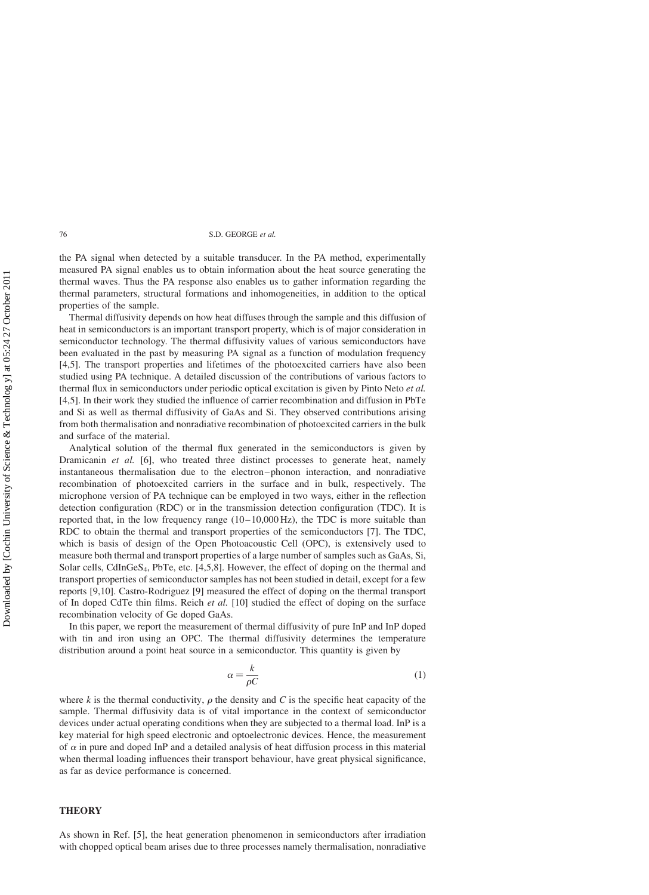the PA signal when detected by a suitable transducer. In the PA method, experimentally measured PA signal enables us to obtain information about the heat source generating the thermal waves. Thus the PA response also enables us to gather information regarding the thermal parameters, structural formations and inhomogeneities, in addition to the optical properties of the sample.

Thermal diffusivity depends on how heat diffuses through the sample and this diffusion of heat in semiconductors is an important transport property, which is of major consideration in semiconductor technology. The thermal diffusivity values of various semiconductors have been evaluated in the past by measuring PA signal as a function of modulation frequency [4,5]. The transport properties and lifetimes of the photoexcited carriers have also been studied using PA technique. A detailed discussion of the contributions of various factors to thermal flux in semiconductors under periodic optical excitation is given by Pinto Neto *et al.* [4,5]. In their work they studied the influence of carrier recombination and diffusion in PbTe and Si as well as thermal diffusivity of GaAs and Si. They observed contributions arising from both thermalisation and nonradiative recombination of photoexcited carriers in the bulk and surface of the material.

Analytical solution of the thermal flux generated in the semiconductors is given by Dramicanin *et al.* [6], who treated three distinct processes to generate heat, namely instantaneous thermalisation due to the electron–phonon interaction, and nonradiative recombination of photoexcited carriers in the surface and in bulk, respectively. The microphone version of PA technique can be employed in two ways, either in the reflection detection configuration (RDC) or in the transmission detection configuration (TDC). It is reported that, in the low frequency range (10–10,000 Hz), the TDC is more suitable than RDC to obtain the thermal and transport properties of the semiconductors [7]. The TDC, which is basis of design of the Open Photoacoustic Cell (OPC), is extensively used to measure both thermal and transport properties of a large number of samples such as GaAs, Si, Solar cells, $CdInGeS_4$, PbTe, etc. [4,5,8]. However, the effect of doping on the thermal and transport properties of semiconductor samples has not been studied in detail, except for a few reports [9,10]. Castro-Rodriguez [9] measured the effect of doping on the thermal transport of In doped CdTe thin films. Reich *et al.* [10] studied the effect of doping on the surface recombination velocity of Ge doped GaAs.

In this paper, we report the measurement of thermal diffusivity of pure InP and InP doped with tin and iron using an OPC. The thermal diffusivity determines the temperature distribution around a point heat source in a semiconductor. This quantity is given by

$$\alpha = \frac{k}{\rho C} \tag{1}$$

where $k$ is the thermal conductivity, $\rho$ the density and $C$ is the specific heat capacity of the sample. Thermal diffusivity data is of vital importance in the context of semiconductor devices under actual operating conditions when they are subjected to a thermal load. InP is a key material for high speed electronic and optoelectronic devices. Hence, the measurement of $\alpha$ in pure and doped InP and a detailed analysis of heat diffusion process in this material when thermal loading influences their transport behaviour, have great physical significance, as far as device performance is concerned.

## THEORY

As shown in Ref. [5], the heat generation phenomenon in semiconductors after irradiation with chopped optical beam arises due to three processes namely thermalisation, nonradiative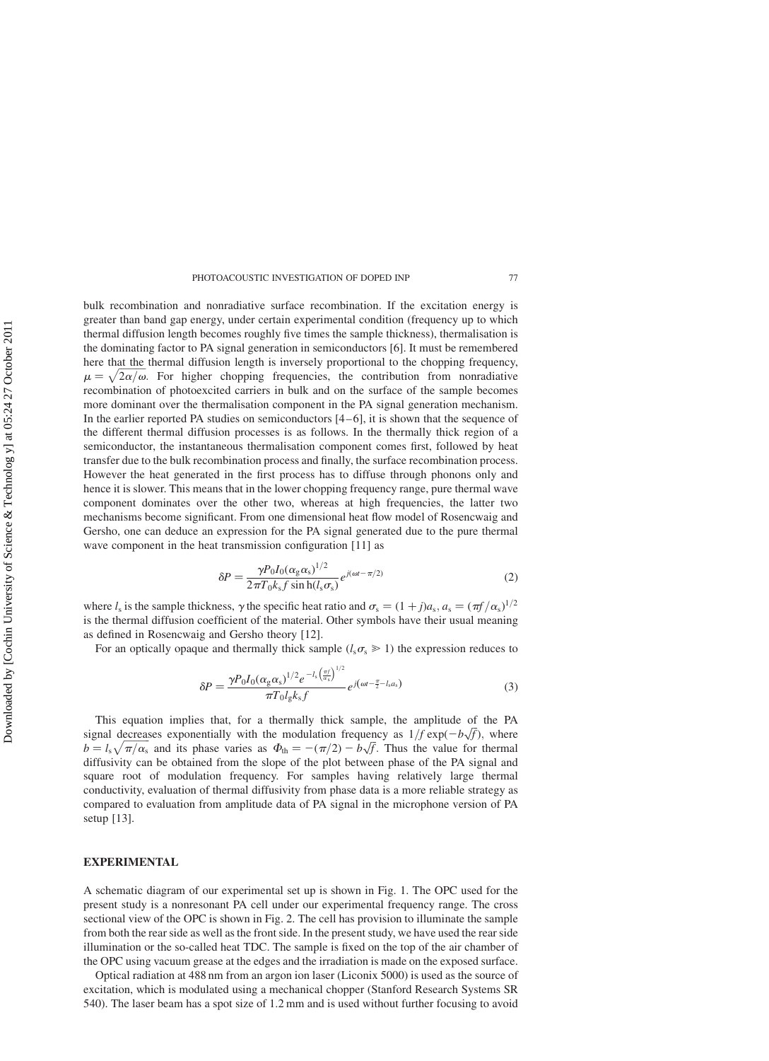bulk recombination and nonradiative surface recombination. If the excitation energy is greater than band gap energy, under certain experimental condition (frequency up to which thermal diffusion length becomes roughly five times the sample thickness), thermalisation is the dominating factor to PA signal generation in semiconductors [6]. It must be remembered here that the thermal diffusion length is inversely proportional to the chopping frequency, $\mu = \sqrt{2\alpha/\omega}$. For higher chopping frequencies, the contribution from nonradiative recombination of photoexcited carriers in bulk and on the surface of the sample becomes more dominant over the thermalisation component in the PA signal generation mechanism. In the earlier reported PA studies on semiconductors [4–6], it is shown that the sequence of the different thermal diffusion processes is as follows. In the thermally thick region of a semiconductor, the instantaneous thermalisation component comes first, followed by heat transfer due to the bulk recombination process and finally, the surface recombination process. However the heat generated in the first process has to diffuse through phonons only and hence it is slower. This means that in the lower chopping frequency range, pure thermal wave component dominates over the other two, whereas at high frequencies, the latter two mechanisms become significant. From one dimensional heat flow model of Rosencwaig and Gersho, one can deduce an expression for the PA signal generated due to the pure thermal wave component in the heat transmission configuration [11] as

$$\delta P = \frac{\gamma P_0 I_0 (\alpha_g \alpha_s)^{1/2}}{2\pi T_0 k_s f \sinh(l_s \sigma_s)} e^{j(\omega t - \pi/2)} \tag{2}$$

where $l_s$ is the sample thickness, $\gamma$ the specific heat ratio and $\sigma_s = (1+j)a_s$, $a_s = (\pi f/\alpha_s)^{1/2}$ is the thermal diffusion coefficient of the material. Other symbols have their usual meaning as defined in Rosencwaig and Gersho theory [12].

For an optically opaque and thermally thick sample ($l_s \sigma_s \gg 1$) the expression reduces to

$$\delta P = \frac{\gamma P_0 I_0 (\alpha_g \alpha_s)^{1/2} e^{-l_s \left(\frac{\pi f}{\alpha_s}\right)^{1/2}}}{\pi T_0 l_g k_s f} e^{j\left(\omega t - \frac{\pi}{2} - l_s a_s\right)} \tag{3}$$

This equation implies that, for a thermally thick sample, the amplitude of the PA signal decreases exponentially with the modulation frequency as $1/f \exp(-b\sqrt{f})$, where $b = l_s\sqrt{\pi/\alpha_s}$ and its phase varies as $\Phi_{th} = -(\pi/2) - b\sqrt{f}$. Thus the value for thermal diffusivity can be obtained from the slope of the plot between phase of the PA signal and square root of modulation frequency. For samples having relatively large thermal conductivity, evaluation of thermal diffusivity from phase data is a more reliable strategy as compared to evaluation from amplitude data of PA signal in the microphone version of PA setup [13].

## EXPERIMENTAL

A schematic diagram of our experimental set up is shown in Fig. 1. The OPC used for the present study is a nonresonant PA cell under our experimental frequency range. The cross sectional view of the OPC is shown in Fig. 2. The cell has provision to illuminate the sample from both the rear side as well as the front side. In the present study, we have used the rear side illumination or the so-called heat TDC. The sample is fixed on the top of the air chamber of the OPC using vacuum grease at the edges and the irradiation is made on the exposed surface.

Optical radiation at 488 nm from an argon ion laser (Liconix 5000) is used as the source of excitation, which is modulated using a mechanical chopper (Stanford Research Systems SR 540). The laser beam has a spot size of 1.2 mm and is used without further focusing to avoid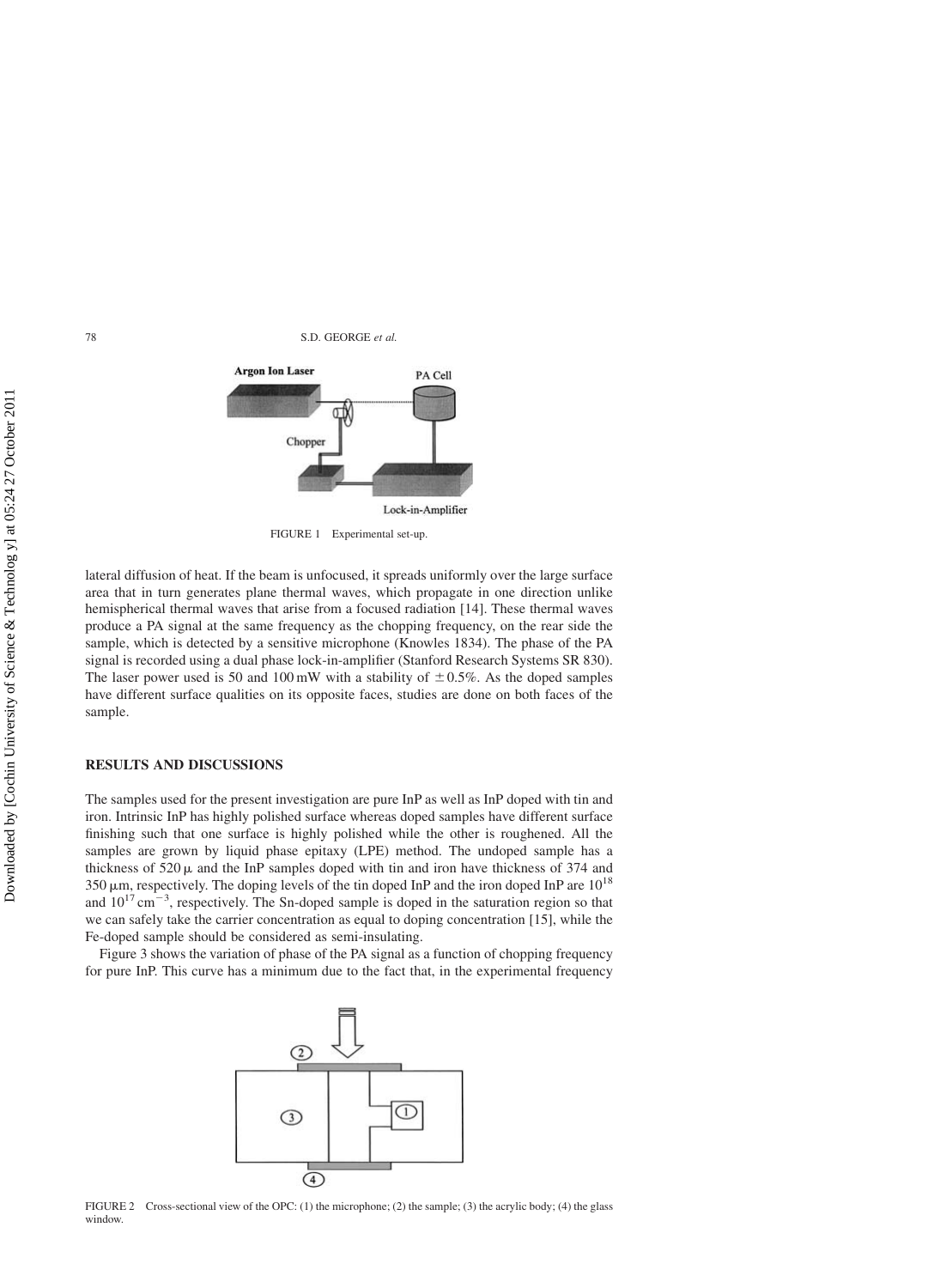FIGURE 1 Experimental set-up.

lateral diffusion of heat. If the beam is unfocused, it spreads uniformly over the large surface area that in turn generates plane thermal waves, which propagate in one direction unlike hemispherical thermal waves that arise from a focused radiation [14]. These thermal waves produce a PA signal at the same frequency as the chopping frequency, on the rear side the sample, which is detected by a sensitive microphone (Knowles 1834). The phase of the PA signal is recorded using a dual phase lock-in-amplifier (Stanford Research Systems SR 830). The laser power used is 50 and 100 mW with a stability of $\pm 0.5\%$. As the doped samples have different surface qualities on its opposite faces, studies are done on both faces of the sample.

## RESULTS AND DISCUSSIONS

The samples used for the present investigation are pure InP as well as InP doped with tin and iron. Intrinsic InP has highly polished surface whereas doped samples have different surface finishing such that one surface is highly polished while the other is roughened. All the samples are grown by liquid phase epitaxy (LPE) method. The undoped sample has a thickness of $520\,\mu$ and the InP samples doped with tin and iron have thickness of 374 and $350\,\mu$m, respectively. The doping levels of the tin doped InP and the iron doped InP are $10^{18}$ and $10^{17}\,\text{cm}^{-3}$, respectively. The Sn-doped sample is doped in the saturation region so that we can safely take the carrier concentration as equal to doping concentration [15], while the Fe-doped sample should be considered as semi-insulating.

Figure 3 shows the variation of phase of the PA signal as a function of chopping frequency for pure InP. This curve has a minimum due to the fact that, in the experimental frequency

FIGURE 2 Cross-sectional view of the OPC: (1) the microphone; (2) the sample; (3) the acrylic body; (4) the glass window.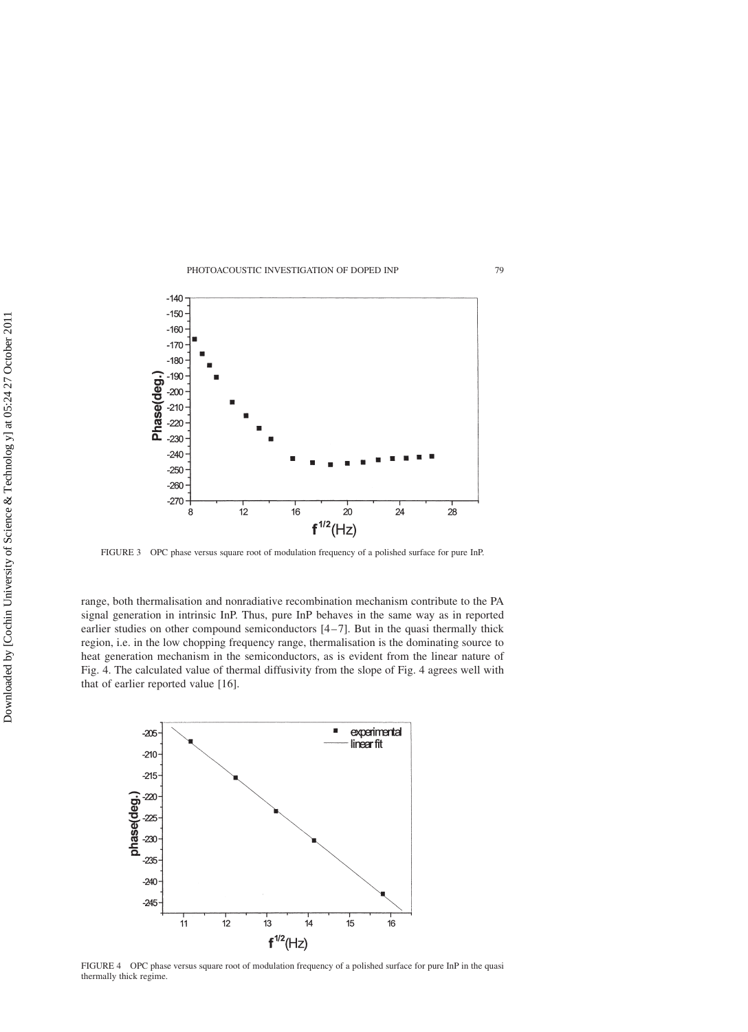FIGURE 3 OPC phase versus square root of modulation frequency of a polished surface for pure InP.

range, both thermalisation and nonradiative recombination mechanism contribute to the PA signal generation in intrinsic InP. Thus, pure InP behaves in the same way as in reported earlier studies on other compound semiconductors [4–7]. But in the quasi thermally thick region, i.e. in the low chopping frequency range, thermalisation is the dominating source to heat generation mechanism in the semiconductors, as is evident from the linear nature of Fig. 4. The calculated value of thermal diffusivity from the slope of Fig. 4 agrees well with that of earlier reported value [16].

FIGURE 4 OPC phase versus square root of modulation frequency of a polished surface for pure InP in the quasi thermally thick regime.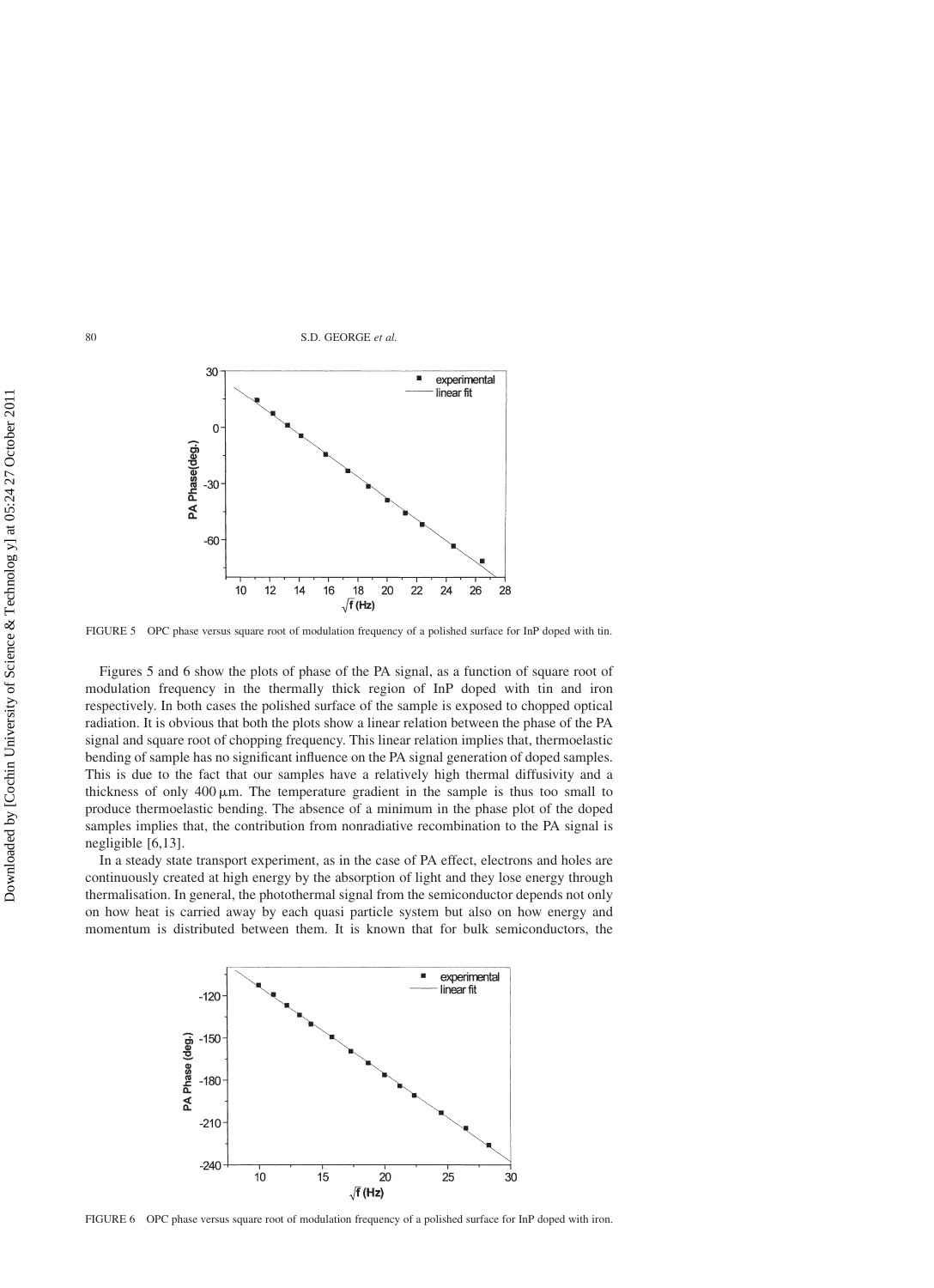FIGURE 5 OPC phase versus square root of modulation frequency of a polished surface for InP doped with tin.

Figures 5 and 6 show the plots of phase of the PA signal, as a function of square root of modulation frequency in the thermally thick region of InP doped with tin and iron respectively. In both cases the polished surface of the sample is exposed to chopped optical radiation. It is obvious that both the plots show a linear relation between the phase of the PA signal and square root of chopping frequency. This linear relation implies that, thermoelastic bending of sample has no significant influence on the PA signal generation of doped samples. This is due to the fact that our samples have a relatively high thermal diffusivity and a thickness of only 400 $\mu$m. The temperature gradient in the sample is thus too small to produce thermoelastic bending. The absence of a minimum in the phase plot of the doped samples implies that, the contribution from nonradiative recombination to the PA signal is negligible [6,13].

In a steady state transport experiment, as in the case of PA effect, electrons and holes are continuously created at high energy by the absorption of light and they lose energy through thermalisation. In general, the photothermal signal from the semiconductor depends not only on how heat is carried away by each quasi particle system but also on how energy and momentum is distributed between them. It is known that for bulk semiconductors, the

FIGURE 6 OPC phase versus square root of modulation frequency of a polished surface for InP doped with iron.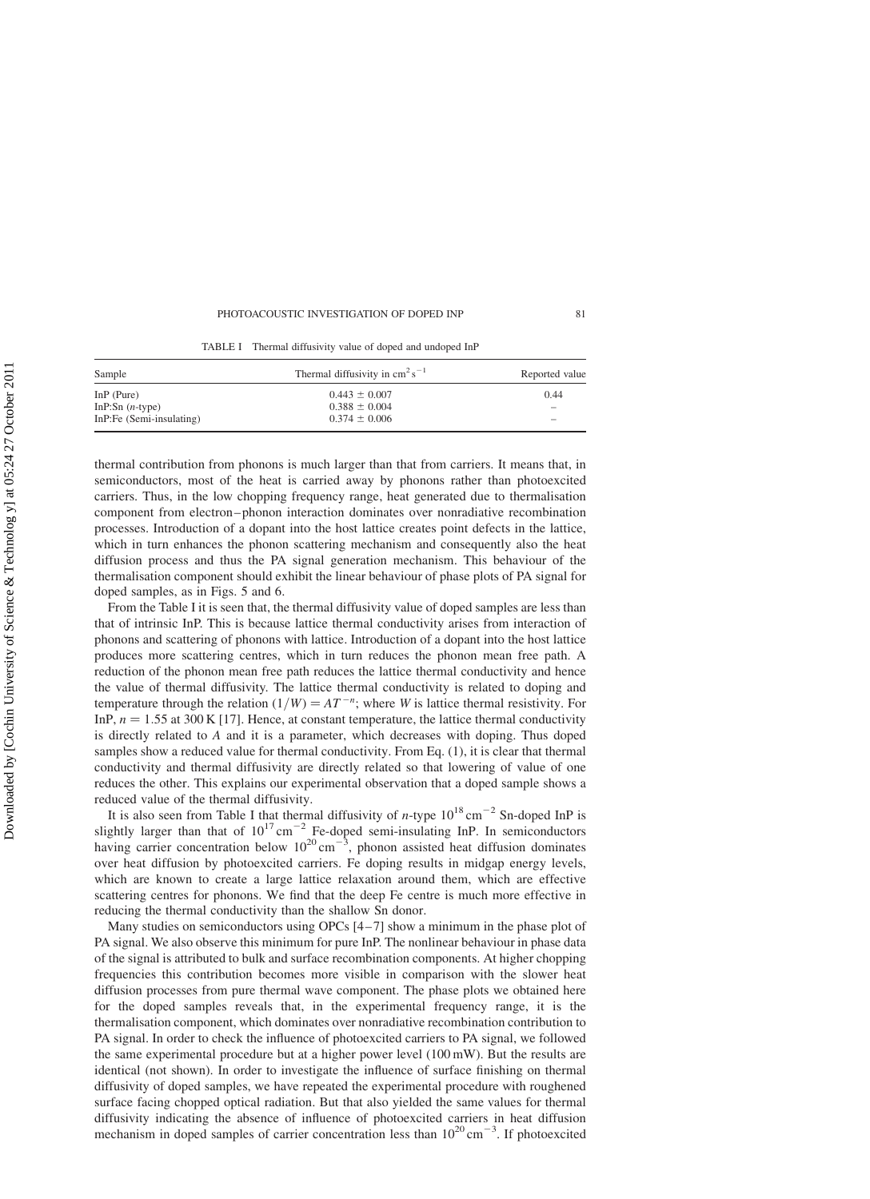TABLE I Thermal diffusivity value of doped and undoped InP

| Sample | Thermal diffusivity in $cm^2 s^{-1}$ | Reported value |
|---|---|---|
| InP (Pure) | $0.443 \pm 0.007$ | 0.44 |
| InP:Sn (*n*-type) | $0.388 \pm 0.004$ | – |
| InP:Fe (Semi-insulating) | $0.374 \pm 0.006$ | – |

thermal contribution from phonons is much larger than that from carriers. It means that, in semiconductors, most of the heat is carried away by phonons rather than photoexcited carriers. Thus, in the low chopping frequency range, heat generated due to thermalisation component from electron–phonon interaction dominates over nonradiative recombination processes. Introduction of a dopant into the host lattice creates point defects in the lattice, which in turn enhances the phonon scattering mechanism and consequently also the heat diffusion process and thus the PA signal generation mechanism. This behaviour of the thermalisation component should exhibit the linear behaviour of phase plots of PA signal for doped samples, as in Figs. 5 and 6.

From the Table I it is seen that, the thermal diffusivity value of doped samples are less than that of intrinsic InP. This is because lattice thermal conductivity arises from interaction of phonons and scattering of phonons with lattice. Introduction of a dopant into the host lattice produces more scattering centres, which in turn reduces the phonon mean free path. A reduction of the phonon mean free path reduces the lattice thermal conductivity and hence the value of thermal diffusivity. The lattice thermal conductivity is related to doping and temperature through the relation $(1/W) = AT^{-n}$; where $W$ is lattice thermal resistivity. For InP, $n = 1.55$ at 300 K [17]. Hence, at constant temperature, the lattice thermal conductivity is directly related to $A$ and it is a parameter, which decreases with doping. Thus doped samples show a reduced value for thermal conductivity. From Eq. (1), it is clear that thermal conductivity and thermal diffusivity are directly related so that lowering of value of one reduces the other. This explains our experimental observation that a doped sample shows a reduced value of the thermal diffusivity.

It is also seen from Table I that thermal diffusivity of *n*-type $10^{18}\,cm^{-2}$ Sn-doped InP is slightly larger than that of $10^{17}\,cm^{-2}$ Fe-doped semi-insulating InP. In semiconductors having carrier concentration below $10^{20}\,cm^{-3}$, phonon assisted heat diffusion dominates over heat diffusion by photoexcited carriers. Fe doping results in midgap energy levels, which are known to create a large lattice relaxation around them, which are effective scattering centres for phonons. We find that the deep Fe centre is much more effective in reducing the thermal conductivity than the shallow Sn donor.

Many studies on semiconductors using OPCs [4–7] show a minimum in the phase plot of PA signal. We also observe this minimum for pure InP. The nonlinear behaviour in phase data of the signal is attributed to bulk and surface recombination components. At higher chopping frequencies this contribution becomes more visible in comparison with the slower heat diffusion processes from pure thermal wave component. The phase plots we obtained here for the doped samples reveals that, in the experimental frequency range, it is the thermalisation component, which dominates over nonradiative recombination contribution to PA signal. In order to check the influence of photoexcited carriers to PA signal, we followed the same experimental procedure but at a higher power level (100 mW). But the results are identical (not shown). In order to investigate the influence of surface finishing on thermal diffusivity of doped samples, we have repeated the experimental procedure with roughened surface facing chopped optical radiation. But that also yielded the same values for thermal diffusivity indicating the absence of influence of photoexcited carriers in heat diffusion mechanism in doped samples of carrier concentration less than $10^{20}\,cm^{-3}$. If photoexcited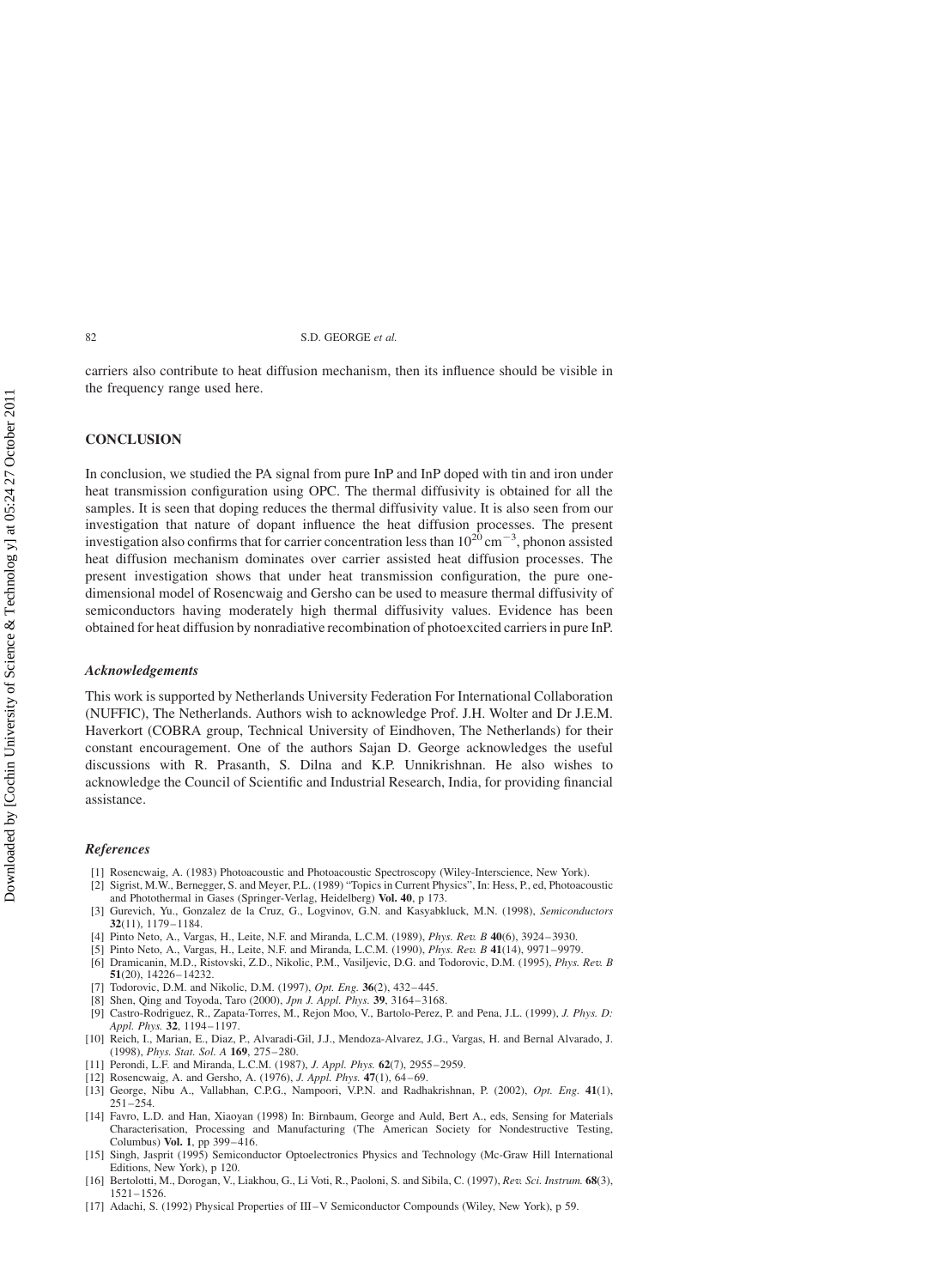carriers also contribute to heat diffusion mechanism, then its influence should be visible in the frequency range used here.

## CONCLUSION

In conclusion, we studied the PA signal from pure InP and InP doped with tin and iron under heat transmission configuration using OPC. The thermal diffusivity is obtained for all the samples. It is seen that doping reduces the thermal diffusivity value. It is also seen from our investigation that nature of dopant influence the heat diffusion processes. The present investigation also confirms that for carrier concentration less than $10^{20}\,\mathrm{cm}^{-3}$, phonon assisted heat diffusion mechanism dominates over carrier assisted heat diffusion processes. The present investigation shows that under heat transmission configuration, the pure one-dimensional model of Rosencwaig and Gersho can be used to measure thermal diffusivity of semiconductors having moderately high thermal diffusivity values. Evidence has been obtained for heat diffusion by nonradiative recombination of photoexcited carriers in pure InP.

### *Acknowledgements*

This work is supported by Netherlands University Federation For International Collaboration (NUFFIC), The Netherlands. Authors wish to acknowledge Prof. J.H. Wolter and Dr J.E.M. Haverkort (COBRA group, Technical University of Eindhoven, The Netherlands) for their constant encouragement. One of the authors Sajan D. George acknowledges the useful discussions with R. Prasanth, S. Dilna and K.P. Unnikrishnan. He also wishes to acknowledge the Council of Scientific and Industrial Research, India, for providing financial assistance.

### *References*

[1] Rosencwaig, A. (1983) Photoacoustic and Photoacoustic Spectroscopy (Wiley-Interscience, New York).

[2] Sigrist, M.W., Bernegger, S. and Meyer, P.L. (1989) "Topics in Current Physics", In: Hess, P., ed, Photoacoustic and Photothermal in Gases (Springer-Verlag, Heidelberg) **Vol. 40**, p 173.

[3] Gurevich, Yu., Gonzalez de la Cruz, G., Logvinov, G.N. and Kasyabkluck, M.N. (1998), *Semiconductors* **32**(11), 1179–1184.

[4] Pinto Neto, A., Vargas, H., Leite, N.F. and Miranda, L.C.M. (1989), *Phys. Rev. B* **40**(6), 3924–3930.

[5] Pinto Neto, A., Vargas, H., Leite, N.F. and Miranda, L.C.M. (1990), *Phys. Rev. B* **41**(14), 9971–9979.

[6] Dramicanin, M.D., Ristovski, Z.D., Nikolic, P.M., Vasiljevic, D.G. and Todorovic, D.M. (1995), *Phys. Rev. B* **51**(20), 14226–14232.

[7] Todorovic, D.M. and Nikolic, D.M. (1997), *Opt. Eng.* **36**(2), 432–445.

[8] Shen, Qing and Toyoda, Taro (2000), *Jpn J. Appl. Phys.* **39**, 3164–3168.

[9] Castro-Rodriguez, R., Zapata-Torres, M., Rejon Moo, V., Bartolo-Perez, P. and Pena, J.L. (1999), *J. Phys. D: Appl. Phys.* **32**, 1194–1197.

[10] Reich, I., Marian, E., Diaz, P., Alvaradi-Gil, J.J., Mendoza-Alvarez, J.G., Vargas, H. and Bernal Alvarado, J. (1998), *Phys. Stat. Sol. A* **169**, 275–280.

[11] Perondi, L.F. and Miranda, L.C.M. (1987), *J. Appl. Phys.* **62**(7), 2955–2959.

[12] Rosencwaig, A. and Gersho, A. (1976), *J. Appl. Phys.* **47**(1), 64–69.

[13] George, Nibu A., Vallabhan, C.P.G., Nampoori, V.P.N. and Radhakrishnan, P. (2002), *Opt. Eng.* **41**(1), 251–254.

[14] Favro, L.D. and Han, Xiaoyan (1998) In: Birnbaum, George and Auld, Bert A., eds, Sensing for Materials Characterisation, Processing and Manufacturing (The American Society for Nondestructive Testing, Columbus) **Vol. 1**, pp 399–416.

[15] Singh, Jasprit (1995) Semiconductor Optoelectronics Physics and Technology (Mc-Graw Hill International Editions, New York), p 120.

[16] Bertolotti, M., Dorogan, V., Liakhou, G., Li Voti, R., Paoloni, S. and Sibila, C. (1997), *Rev. Sci. Instrum.* **68**(3), 1521–1526.

[17] Adachi, S. (1992) Physical Properties of III–V Semiconductor Compounds (Wiley, New York), p 59.